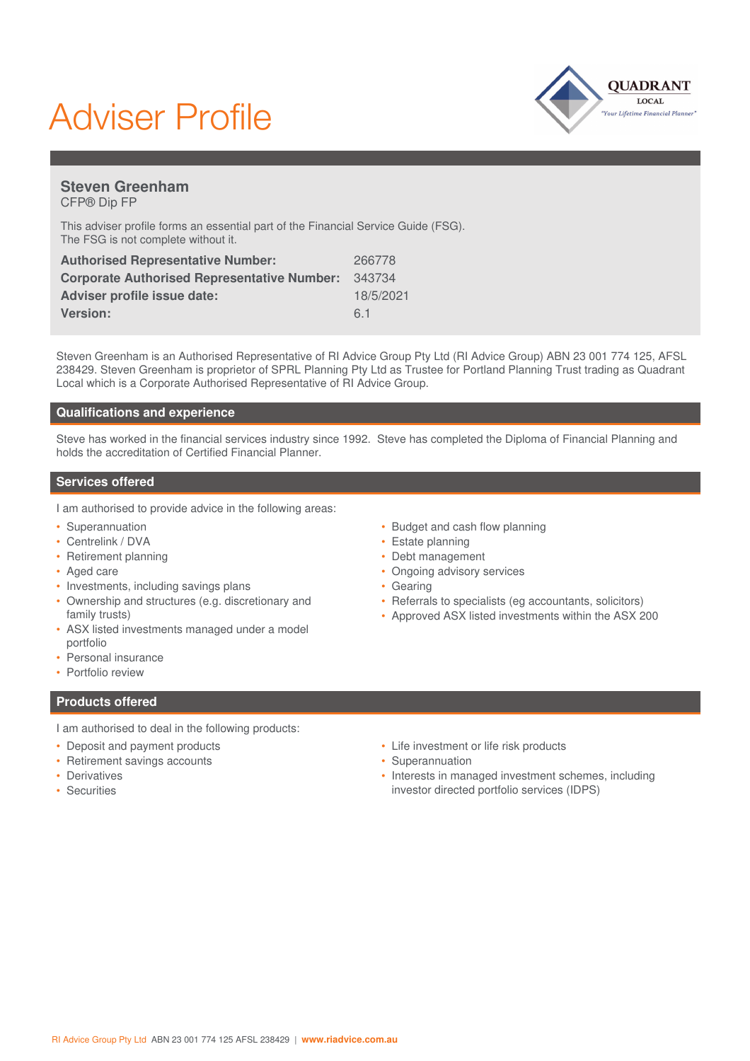# Adviser Profile

## Steven Greenham

CFP® Dip FP

This adviser profile forms an essential part of the Financial Service Guide (FSG). The FSG is not complete without it.

| | |
|---|---|
| **Authorised Representative Number:** | 266778 |
| **Corporate Authorised Representative Number:** | 343734 |
| **Adviser profile issue date:** | 18/5/2021 |
| **Version:** | 6.1 |

Steven Greenham is an Authorised Representative of RI Advice Group Pty Ltd (RI Advice Group) ABN 23 001 774 125, AFSL 238429. Steven Greenham is proprietor of SPRL Planning Pty Ltd as Trustee for Portland Planning Trust trading as Quadrant Local which is a Corporate Authorised Representative of RI Advice Group.

## Qualifications and experience

Steve has worked in the financial services industry since 1992. Steve has completed the Diploma of Financial Planning and holds the accreditation of Certified Financial Planner.

## Services offered

I am authorised to provide advice in the following areas:

- Superannuation
- Centrelink / DVA
- Retirement planning
- Aged care
- Investments, including savings plans
- Ownership and structures (e.g. discretionary and family trusts)
- ASX listed investments managed under a model portfolio
- Personal insurance
- Portfolio review
- Budget and cash flow planning
- Estate planning
- Debt management
- Ongoing advisory services
- Gearing
- Referrals to specialists (eg accountants, solicitors)
- Approved ASX listed investments within the ASX 200

## Products offered

I am authorised to deal in the following products:

- Deposit and payment products
- Retirement savings accounts
- Derivatives
- Securities
- Life investment or life risk products
- Superannuation
- Interests in managed investment schemes, including investor directed portfolio services (IDPS)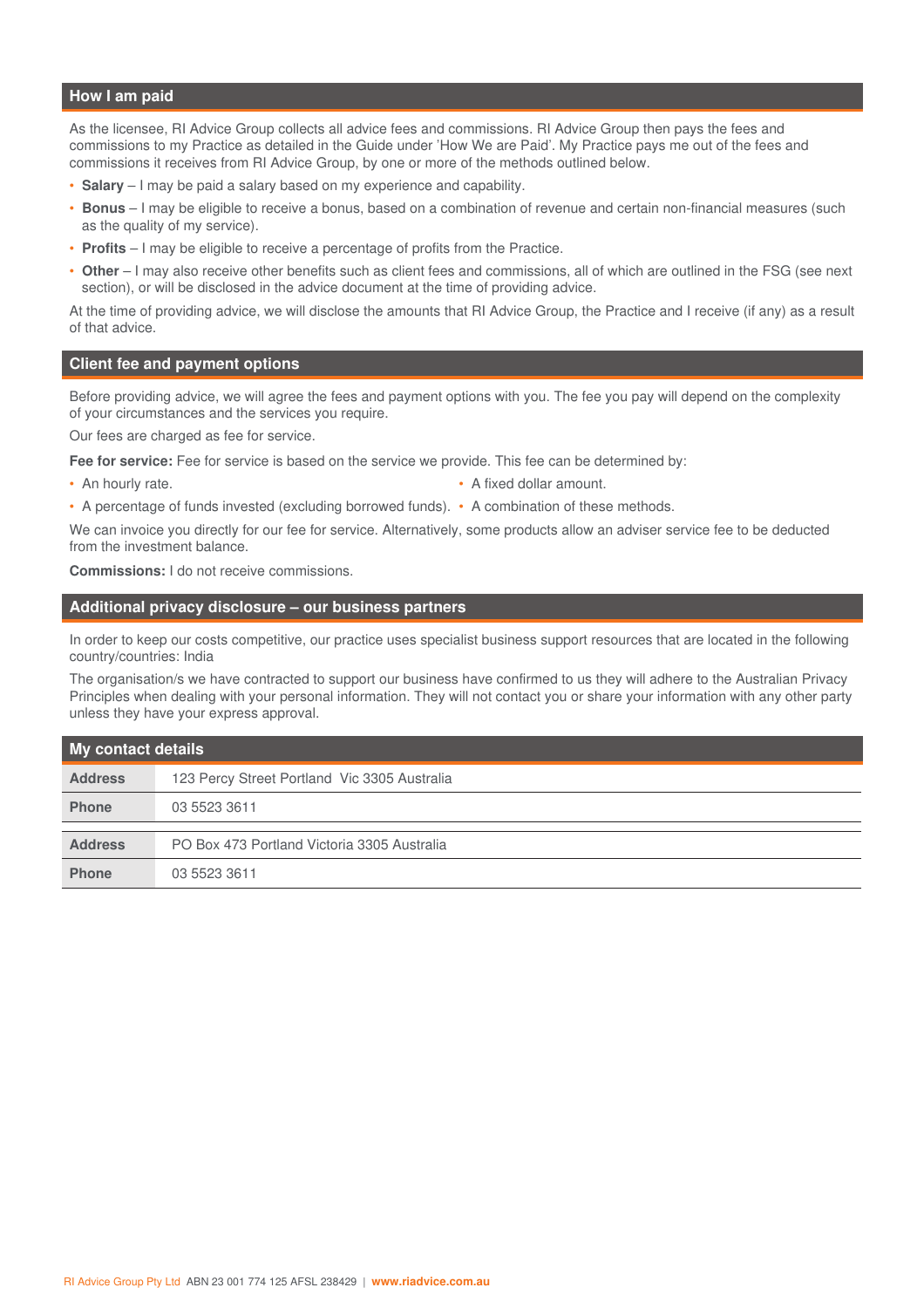## How I am paid

As the licensee, RI Advice Group collects all advice fees and commissions. RI Advice Group then pays the fees and commissions to my Practice as detailed in the Guide under 'How We are Paid'. My Practice pays me out of the fees and commissions it receives from RI Advice Group, by one or more of the methods outlined below.

- **Salary** – I may be paid a salary based on my experience and capability.
- **Bonus** – I may be eligible to receive a bonus, based on a combination of revenue and certain non-financial measures (such as the quality of my service).
- **Profits** – I may be eligible to receive a percentage of profits from the Practice.
- **Other** – I may also receive other benefits such as client fees and commissions, all of which are outlined in the FSG (see next section), or will be disclosed in the advice document at the time of providing advice.

At the time of providing advice, we will disclose the amounts that RI Advice Group, the Practice and I receive (if any) as a result of that advice.

## Client fee and payment options

Before providing advice, we will agree the fees and payment options with you. The fee you pay will depend on the complexity of your circumstances and the services you require.

Our fees are charged as fee for service.

**Fee for service:** Fee for service is based on the service we provide. This fee can be determined by:

- An hourly rate.
- A percentage of funds invested (excluding borrowed funds).
- A fixed dollar amount.
- A combination of these methods.

We can invoice you directly for our fee for service. Alternatively, some products allow an adviser service fee to be deducted from the investment balance.

**Commissions:** I do not receive commissions.

## Additional privacy disclosure – our business partners

In order to keep our costs competitive, our practice uses specialist business support resources that are located in the following country/countries: India

The organisation/s we have contracted to support our business have confirmed to us they will adhere to the Australian Privacy Principles when dealing with your personal information. They will not contact you or share your information with any other party unless they have your express approval.

## My contact details

| | |
|---|---|
| **Address** | 123 Percy Street Portland Vic 3305 Australia |
| **Phone** | 03 5523 3611 |
| **Address** | PO Box 473 Portland Victoria 3305 Australia |
| **Phone** | 03 5523 3611 |

RI Advice Group Pty Ltd ABN 23 001 774 125 AFSL 238429 | **www.riadvice.com.au**